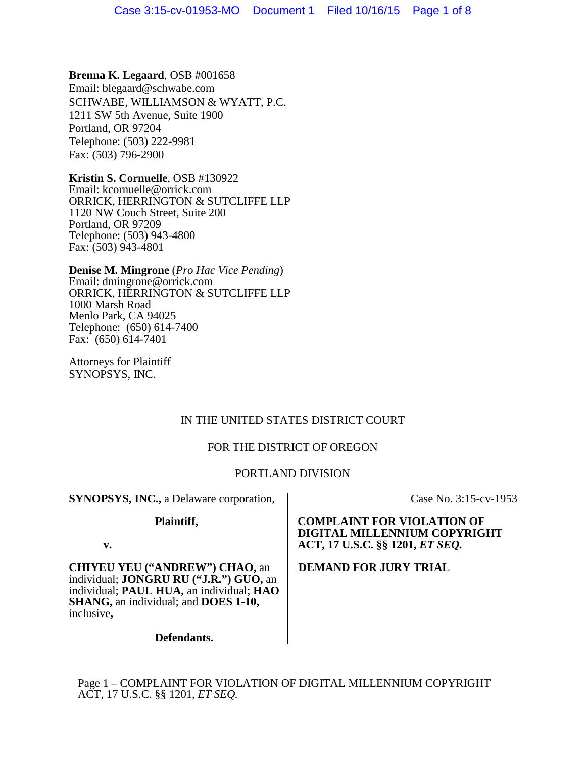**Brenna K. Legaard**, OSB #001658
Email: blegaard@schwabe.com
SCHWABE, WILLIAMSON & WYATT, P.C.
1211 SW 5th Avenue, Suite 1900
Portland, OR 97204
Telephone: (503) 222-9981
Fax: (503) 796-2900

**Kristin S. Cornuelle**, OSB #130922
Email: kcornuelle@orrick.com
ORRICK, HERRINGTON & SUTCLIFFE LLP
1120 NW Couch Street, Suite 200
Portland, OR 97209
Telephone: (503) 943-4800
Fax: (503) 943-4801

**Denise M. Mingrone** (*Pro Hac Vice Pending*)
Email: dmingrone@orrick.com
ORRICK, HERRINGTON & SUTCLIFFE LLP
1000 Marsh Road
Menlo Park, CA 94025
Telephone: (650) 614-7400
Fax: (650) 614-7401

Attorneys for Plaintiff
SYNOPSYS, INC.

IN THE UNITED STATES DISTRICT COURT

FOR THE DISTRICT OF OREGON

PORTLAND DIVISION

**SYNOPSYS, INC.,** a Delaware corporation,

**Plaintiff,**

**v.**

**CHIYEU YEU ("ANDREW") CHAO,** an individual; **JONGRU RU ("J.R.") GUO,** an individual; **PAUL HUA,** an individual; **HAO SHANG,** an individual; and **DOES 1-10,** inclusive**,**

**Defendants.**

Case No. 3:15-cv-1953

**COMPLAINT FOR VIOLATION OF DIGITAL MILLENNIUM COPYRIGHT ACT, 17 U.S.C. §§ 1201, *ET SEQ.***

**DEMAND FOR JURY TRIAL**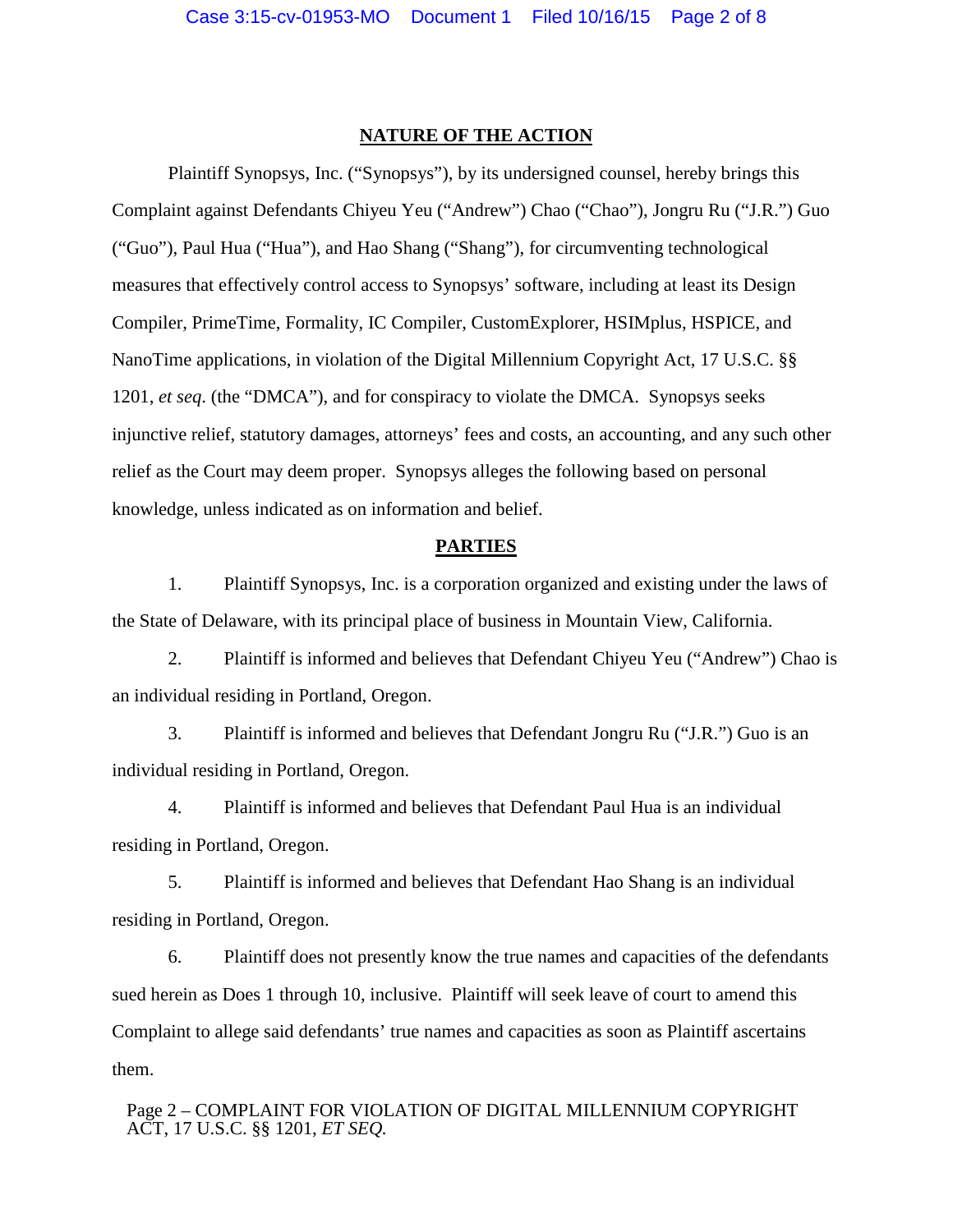## NATURE OF THE ACTION

Plaintiff Synopsys, Inc. ("Synopsys"), by its undersigned counsel, hereby brings this Complaint against Defendants Chiyeu Yeu ("Andrew") Chao ("Chao"), Jongru Ru ("J.R.") Guo ("Guo"), Paul Hua ("Hua"), and Hao Shang ("Shang"), for circumventing technological measures that effectively control access to Synopsys' software, including at least its Design Compiler, PrimeTime, Formality, IC Compiler, CustomExplorer, HSIMplus, HSPICE, and NanoTime applications, in violation of the Digital Millennium Copyright Act, 17 U.S.C. §§ 1201, *et seq*. (the "DMCA"), and for conspiracy to violate the DMCA. Synopsys seeks injunctive relief, statutory damages, attorneys' fees and costs, an accounting, and any such other relief as the Court may deem proper. Synopsys alleges the following based on personal knowledge, unless indicated as on information and belief.

## PARTIES

1. Plaintiff Synopsys, Inc. is a corporation organized and existing under the laws of the State of Delaware, with its principal place of business in Mountain View, California.

2. Plaintiff is informed and believes that Defendant Chiyeu Yeu ("Andrew") Chao is an individual residing in Portland, Oregon.

3. Plaintiff is informed and believes that Defendant Jongru Ru ("J.R.") Guo is an individual residing in Portland, Oregon.

4. Plaintiff is informed and believes that Defendant Paul Hua is an individual residing in Portland, Oregon.

5. Plaintiff is informed and believes that Defendant Hao Shang is an individual residing in Portland, Oregon.

6. Plaintiff does not presently know the true names and capacities of the defendants sued herein as Does 1 through 10, inclusive. Plaintiff will seek leave of court to amend this Complaint to allege said defendants' true names and capacities as soon as Plaintiff ascertains them.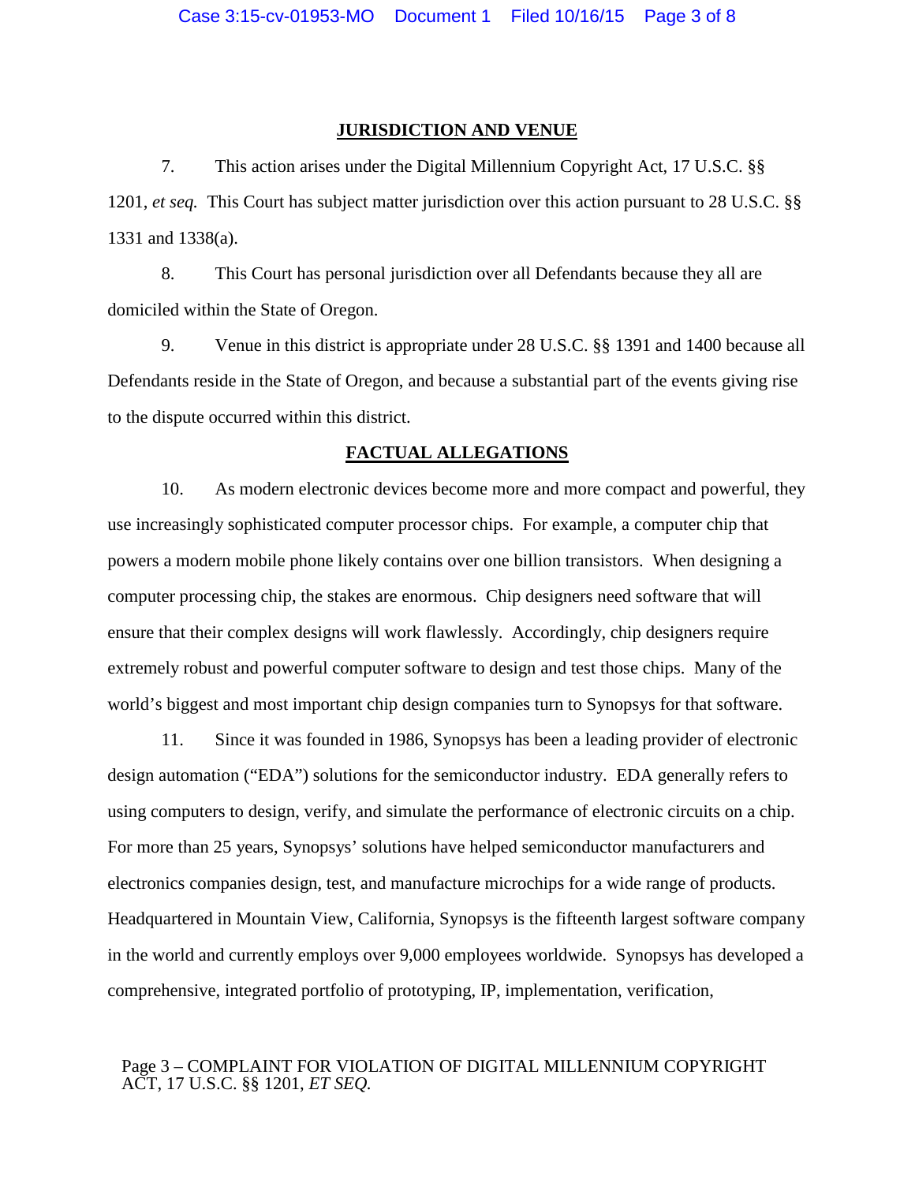## JURISDICTION AND VENUE

7. This action arises under the Digital Millennium Copyright Act, 17 U.S.C. §§ 1201, *et seq.* This Court has subject matter jurisdiction over this action pursuant to 28 U.S.C. §§ 1331 and 1338(a).

8. This Court has personal jurisdiction over all Defendants because they all are domiciled within the State of Oregon.

9. Venue in this district is appropriate under 28 U.S.C. §§ 1391 and 1400 because all Defendants reside in the State of Oregon, and because a substantial part of the events giving rise to the dispute occurred within this district.

## FACTUAL ALLEGATIONS

10. As modern electronic devices become more and more compact and powerful, they use increasingly sophisticated computer processor chips. For example, a computer chip that powers a modern mobile phone likely contains over one billion transistors. When designing a computer processing chip, the stakes are enormous. Chip designers need software that will ensure that their complex designs will work flawlessly. Accordingly, chip designers require extremely robust and powerful computer software to design and test those chips. Many of the world's biggest and most important chip design companies turn to Synopsys for that software.

11. Since it was founded in 1986, Synopsys has been a leading provider of electronic design automation ("EDA") solutions for the semiconductor industry. EDA generally refers to using computers to design, verify, and simulate the performance of electronic circuits on a chip. For more than 25 years, Synopsys' solutions have helped semiconductor manufacturers and electronics companies design, test, and manufacture microchips for a wide range of products. Headquartered in Mountain View, California, Synopsys is the fifteenth largest software company in the world and currently employs over 9,000 employees worldwide. Synopsys has developed a comprehensive, integrated portfolio of prototyping, IP, implementation, verification,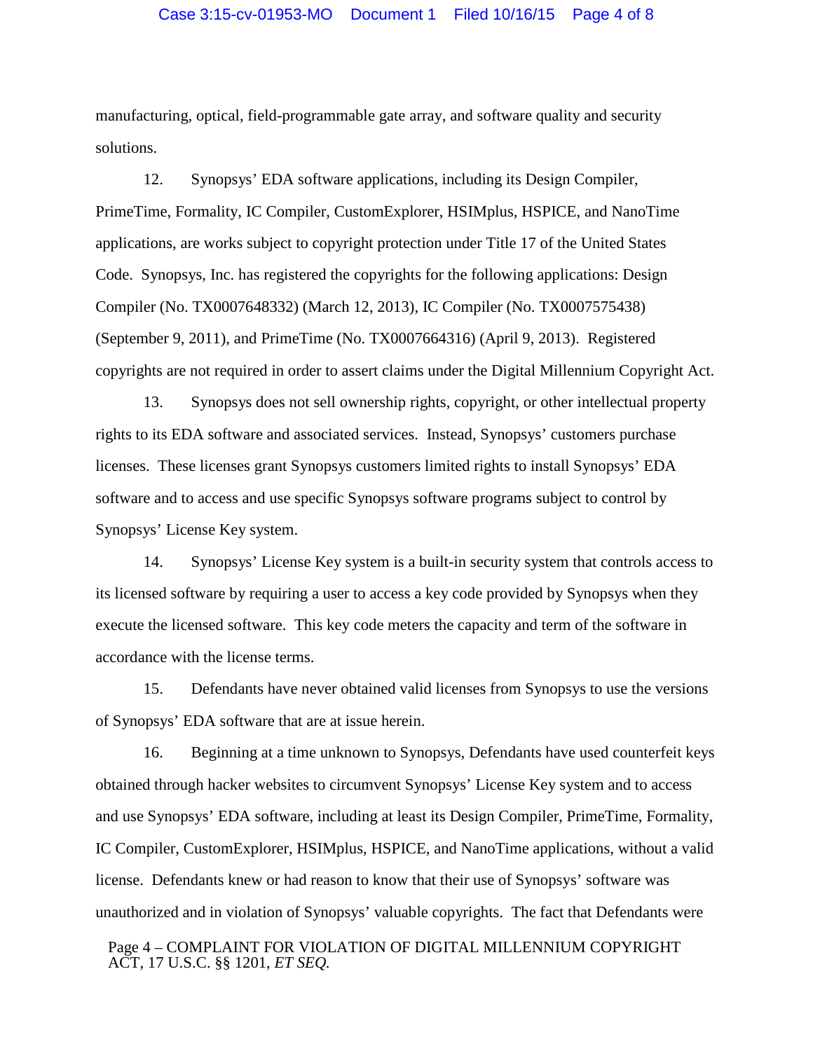manufacturing, optical, field-programmable gate array, and software quality and security solutions.

12. Synopsys' EDA software applications, including its Design Compiler, PrimeTime, Formality, IC Compiler, CustomExplorer, HSIMplus, HSPICE, and NanoTime applications, are works subject to copyright protection under Title 17 of the United States Code. Synopsys, Inc. has registered the copyrights for the following applications: Design Compiler (No. TX0007648332) (March 12, 2013), IC Compiler (No. TX0007575438) (September 9, 2011), and PrimeTime (No. TX0007664316) (April 9, 2013). Registered copyrights are not required in order to assert claims under the Digital Millennium Copyright Act.

13. Synopsys does not sell ownership rights, copyright, or other intellectual property rights to its EDA software and associated services. Instead, Synopsys' customers purchase licenses. These licenses grant Synopsys customers limited rights to install Synopsys' EDA software and to access and use specific Synopsys software programs subject to control by Synopsys' License Key system.

14. Synopsys' License Key system is a built-in security system that controls access to its licensed software by requiring a user to access a key code provided by Synopsys when they execute the licensed software. This key code meters the capacity and term of the software in accordance with the license terms.

15. Defendants have never obtained valid licenses from Synopsys to use the versions of Synopsys' EDA software that are at issue herein.

16. Beginning at a time unknown to Synopsys, Defendants have used counterfeit keys obtained through hacker websites to circumvent Synopsys' License Key system and to access and use Synopsys' EDA software, including at least its Design Compiler, PrimeTime, Formality, IC Compiler, CustomExplorer, HSIMplus, HSPICE, and NanoTime applications, without a valid license. Defendants knew or had reason to know that their use of Synopsys' software was unauthorized and in violation of Synopsys' valuable copyrights. The fact that Defendants were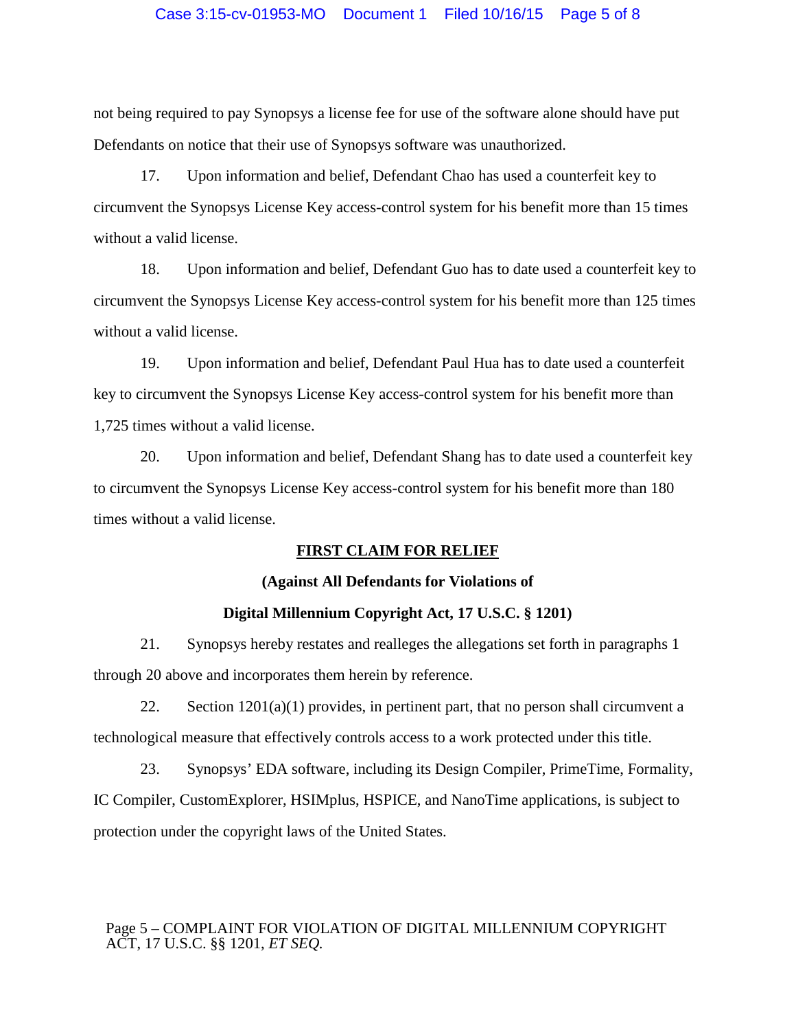not being required to pay Synopsys a license fee for use of the software alone should have put Defendants on notice that their use of Synopsys software was unauthorized.

17. Upon information and belief, Defendant Chao has used a counterfeit key to circumvent the Synopsys License Key access-control system for his benefit more than 15 times without a valid license.

18. Upon information and belief, Defendant Guo has to date used a counterfeit key to circumvent the Synopsys License Key access-control system for his benefit more than 125 times without a valid license.

19. Upon information and belief, Defendant Paul Hua has to date used a counterfeit key to circumvent the Synopsys License Key access-control system for his benefit more than 1,725 times without a valid license.

20. Upon information and belief, Defendant Shang has to date used a counterfeit key to circumvent the Synopsys License Key access-control system for his benefit more than 180 times without a valid license.

## FIRST CLAIM FOR RELIEF

**(Against All Defendants for Violations of**

**Digital Millennium Copyright Act, 17 U.S.C. § 1201)**

21. Synopsys hereby restates and realleges the allegations set forth in paragraphs 1 through 20 above and incorporates them herein by reference.

22. Section 1201(a)(1) provides, in pertinent part, that no person shall circumvent a technological measure that effectively controls access to a work protected under this title.

23. Synopsys' EDA software, including its Design Compiler, PrimeTime, Formality, IC Compiler, CustomExplorer, HSIMplus, HSPICE, and NanoTime applications, is subject to protection under the copyright laws of the United States.

Page 5 – COMPLAINT FOR VIOLATION OF DIGITAL MILLENNIUM COPYRIGHT ACT, 17 U.S.C. §§ 1201, *ET SEQ.*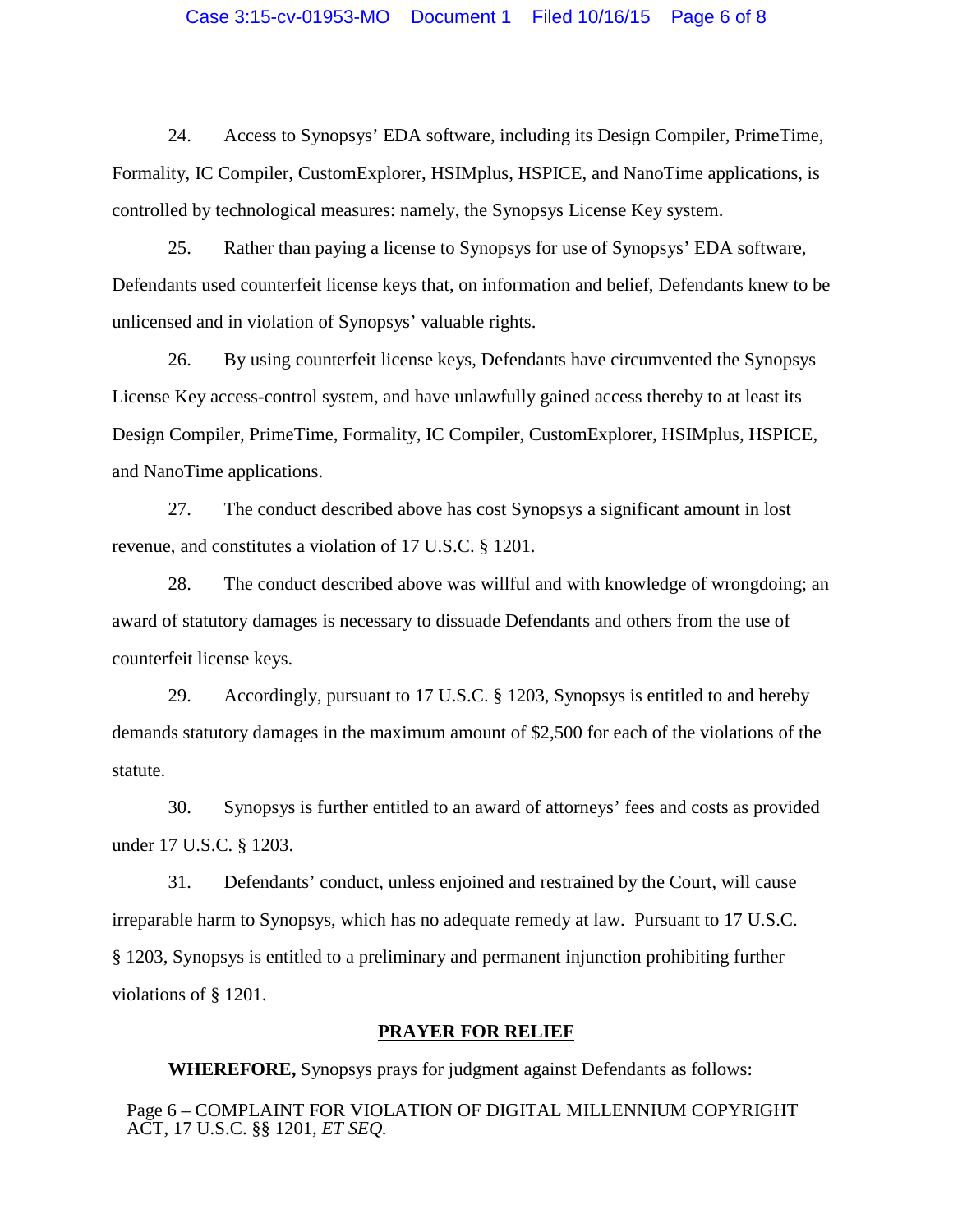24. Access to Synopsys' EDA software, including its Design Compiler, PrimeTime, Formality, IC Compiler, CustomExplorer, HSIMplus, HSPICE, and NanoTime applications, is controlled by technological measures: namely, the Synopsys License Key system.

25. Rather than paying a license to Synopsys for use of Synopsys' EDA software, Defendants used counterfeit license keys that, on information and belief, Defendants knew to be unlicensed and in violation of Synopsys' valuable rights.

26. By using counterfeit license keys, Defendants have circumvented the Synopsys License Key access-control system, and have unlawfully gained access thereby to at least its Design Compiler, PrimeTime, Formality, IC Compiler, CustomExplorer, HSIMplus, HSPICE, and NanoTime applications.

27. The conduct described above has cost Synopsys a significant amount in lost revenue, and constitutes a violation of 17 U.S.C. § 1201.

28. The conduct described above was willful and with knowledge of wrongdoing; an award of statutory damages is necessary to dissuade Defendants and others from the use of counterfeit license keys.

29. Accordingly, pursuant to 17 U.S.C. § 1203, Synopsys is entitled to and hereby demands statutory damages in the maximum amount of $2,500 for each of the violations of the statute.

30. Synopsys is further entitled to an award of attorneys' fees and costs as provided under 17 U.S.C. § 1203.

31. Defendants' conduct, unless enjoined and restrained by the Court, will cause irreparable harm to Synopsys, which has no adequate remedy at law. Pursuant to 17 U.S.C. § 1203, Synopsys is entitled to a preliminary and permanent injunction prohibiting further violations of § 1201.

## PRAYER FOR RELIEF

**WHEREFORE,** Synopsys prays for judgment against Defendants as follows: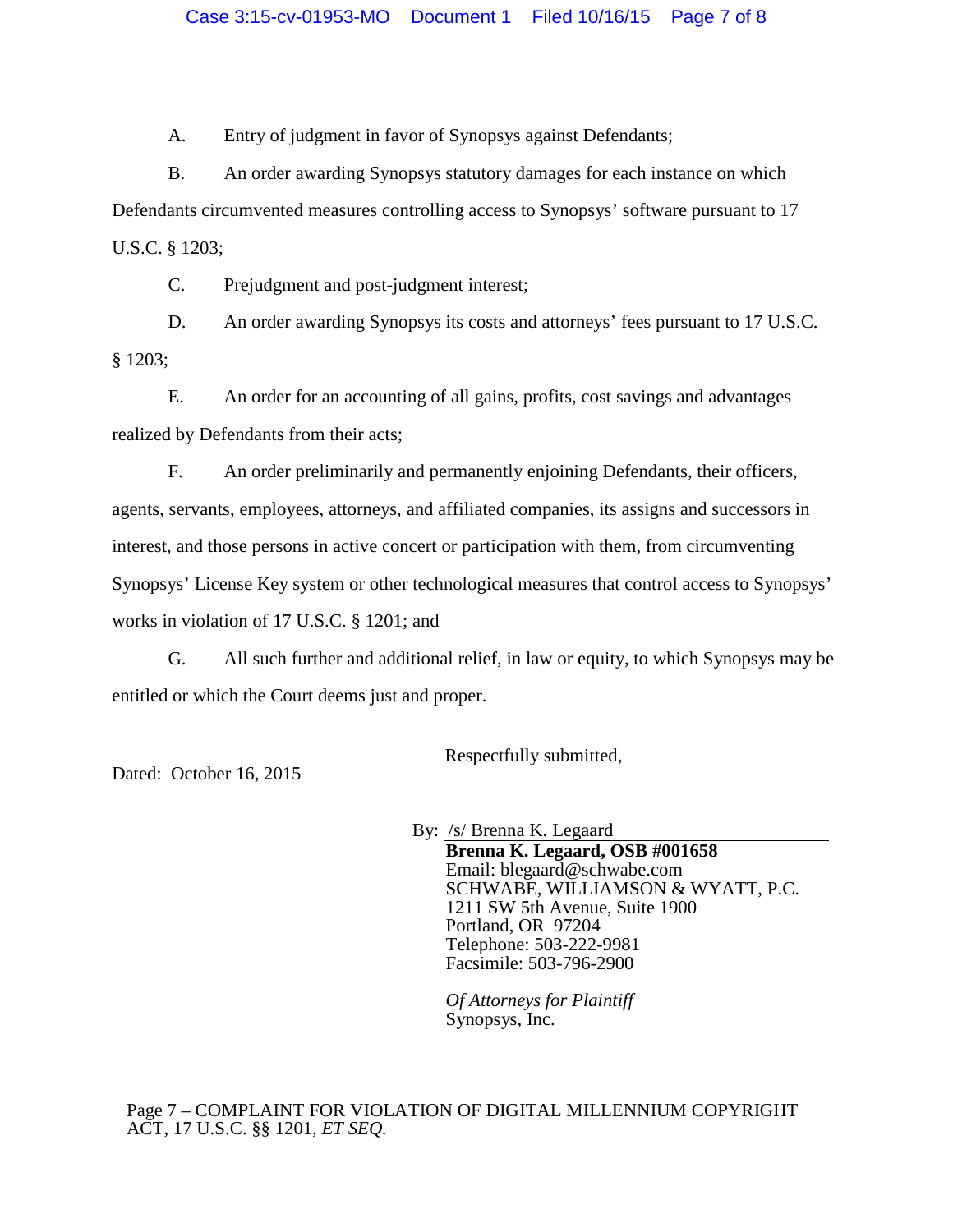A. Entry of judgment in favor of Synopsys against Defendants;

B. An order awarding Synopsys statutory damages for each instance on which Defendants circumvented measures controlling access to Synopsys' software pursuant to 17 U.S.C. § 1203;

C. Prejudgment and post-judgment interest;

D. An order awarding Synopsys its costs and attorneys' fees pursuant to 17 U.S.C. § 1203;

E. An order for an accounting of all gains, profits, cost savings and advantages realized by Defendants from their acts;

F. An order preliminarily and permanently enjoining Defendants, their officers, agents, servants, employees, attorneys, and affiliated companies, its assigns and successors in interest, and those persons in active concert or participation with them, from circumventing Synopsys' License Key system or other technological measures that control access to Synopsys' works in violation of 17 U.S.C. § 1201; and

G. All such further and additional relief, in law or equity, to which Synopsys may be entitled or which the Court deems just and proper.

Dated: October 16, 2015

Respectfully submitted,

By: /s/ Brenna K. Legaard
**Brenna K. Legaard, OSB #001658**
Email: blegaard@schwabe.com
SCHWABE, WILLIAMSON & WYATT, P.C.
1211 SW 5th Avenue, Suite 1900
Portland, OR 97204
Telephone: 503-222-9981
Facsimile: 503-796-2900

*Of Attorneys for Plaintiff*
Synopsys, Inc.

Page 7 – COMPLAINT FOR VIOLATION OF DIGITAL MILLENNIUM COPYRIGHT ACT, 17 U.S.C. §§ 1201, *ET SEQ.*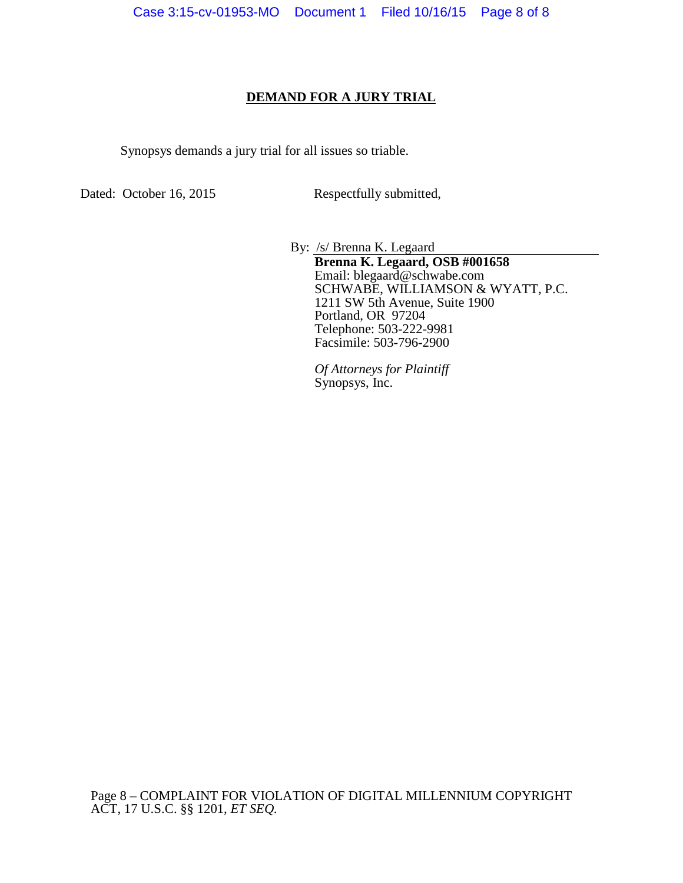## DEMAND FOR A JURY TRIAL

Synopsys demands a jury trial for all issues so triable.

Dated: October 16, 2015

Respectfully submitted,

By: /s/ Brenna K. Legaard
**Brenna K. Legaard, OSB #001658**
Email: blegaard@schwabe.com
SCHWABE, WILLIAMSON & WYATT, P.C.
1211 SW 5th Avenue, Suite 1900
Portland, OR 97204
Telephone: 503-222-9981
Facsimile: 503-796-2900

*Of Attorneys for Plaintiff*
Synopsys, Inc.